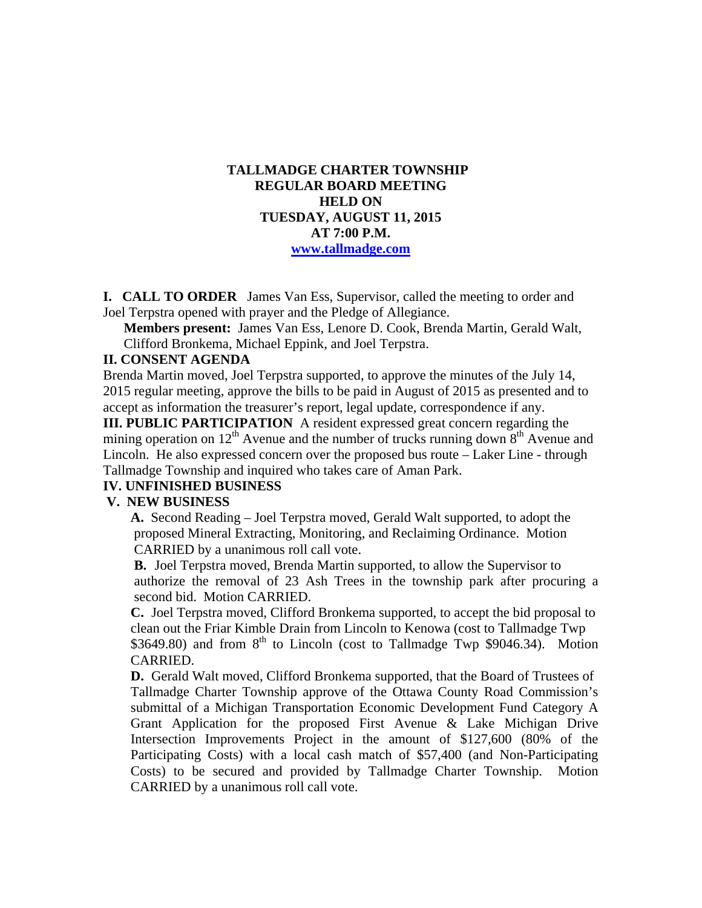# TALLMADGE CHARTER TOWNSHIP
## REGULAR BOARD MEETING
## HELD ON
## TUESDAY, AUGUST 11, 2015
## AT 7:00 P.M.
**www.tallmadge.com**

**I. CALL TO ORDER** James Van Ess, Supervisor, called the meeting to order and Joel Terpstra opened with prayer and the Pledge of Allegiance.

**Members present:** James Van Ess, Lenore D. Cook, Brenda Martin, Gerald Walt, Clifford Bronkema, Michael Eppink, and Joel Terpstra.

**II. CONSENT AGENDA**

Brenda Martin moved, Joel Terpstra supported, to approve the minutes of the July 14, 2015 regular meeting, approve the bills to be paid in August of 2015 as presented and to accept as information the treasurer's report, legal update, correspondence if any.

**III. PUBLIC PARTICIPATION** A resident expressed great concern regarding the mining operation on 12th Avenue and the number of trucks running down 8th Avenue and Lincoln. He also expressed concern over the proposed bus route – Laker Line - through Tallmadge Township and inquired who takes care of Aman Park.

**IV. UNFINISHED BUSINESS**

**V. NEW BUSINESS**

**A.** Second Reading – Joel Terpstra moved, Gerald Walt supported, to adopt the proposed Mineral Extracting, Monitoring, and Reclaiming Ordinance. Motion CARRIED by a unanimous roll call vote.

**B.** Joel Terpstra moved, Brenda Martin supported, to allow the Supervisor to authorize the removal of 23 Ash Trees in the township park after procuring a second bid. Motion CARRIED.

**C.** Joel Terpstra moved, Clifford Bronkema supported, to accept the bid proposal to clean out the Friar Kimble Drain from Lincoln to Kenowa (cost to Tallmadge Twp $3649.80) and from 8th to Lincoln (cost to Tallmadge Twp $9046.34). Motion CARRIED.

**D.** Gerald Walt moved, Clifford Bronkema supported, that the Board of Trustees of Tallmadge Charter Township approve of the Ottawa County Road Commission's submittal of a Michigan Transportation Economic Development Fund Category A Grant Application for the proposed First Avenue & Lake Michigan Drive Intersection Improvements Project in the amount of $127,600 (80% of the Participating Costs) with a local cash match of $57,400 (and Non-Participating Costs) to be secured and provided by Tallmadge Charter Township. Motion CARRIED by a unanimous roll call vote.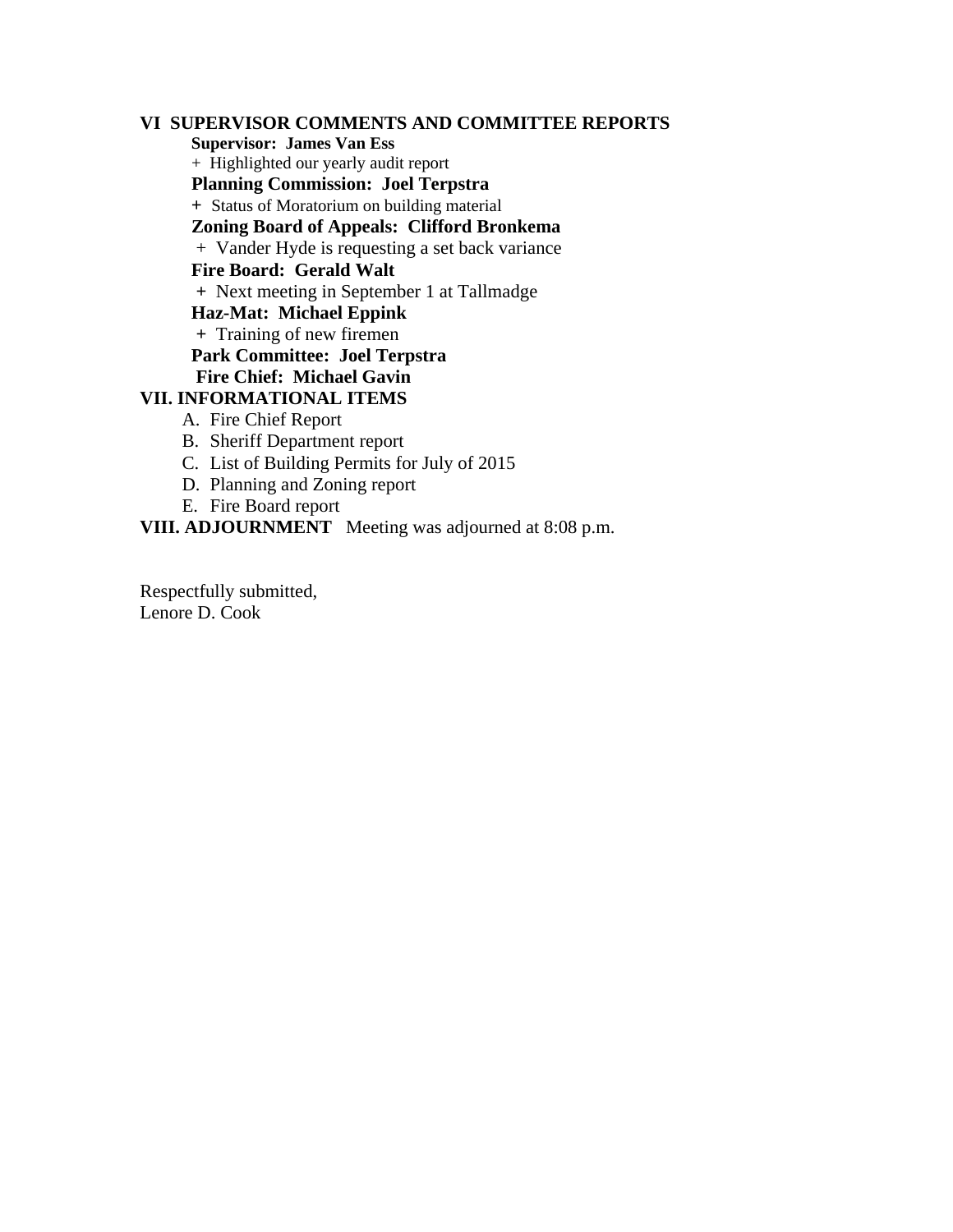## VI SUPERVISOR COMMENTS AND COMMITTEE REPORTS

**Supervisor: James Van Ess**

+ Highlighted our yearly audit report

**Planning Commission: Joel Terpstra**

+ Status of Moratorium on building material

**Zoning Board of Appeals: Clifford Bronkema**

+ Vander Hyde is requesting a set back variance

**Fire Board: Gerald Walt**

+ Next meeting in September 1 at Tallmadge

**Haz-Mat: Michael Eppink**

+ Training of new firemen

**Park Committee: Joel Terpstra**

**Fire Chief: Michael Gavin**

## VII. INFORMATIONAL ITEMS

A. Fire Chief Report
B. Sheriff Department report
C. List of Building Permits for July of 2015
D. Planning and Zoning report
E. Fire Board report

**VIII. ADJOURNMENT** Meeting was adjourned at 8:08 p.m.

Respectfully submitted,
Lenore D. Cook